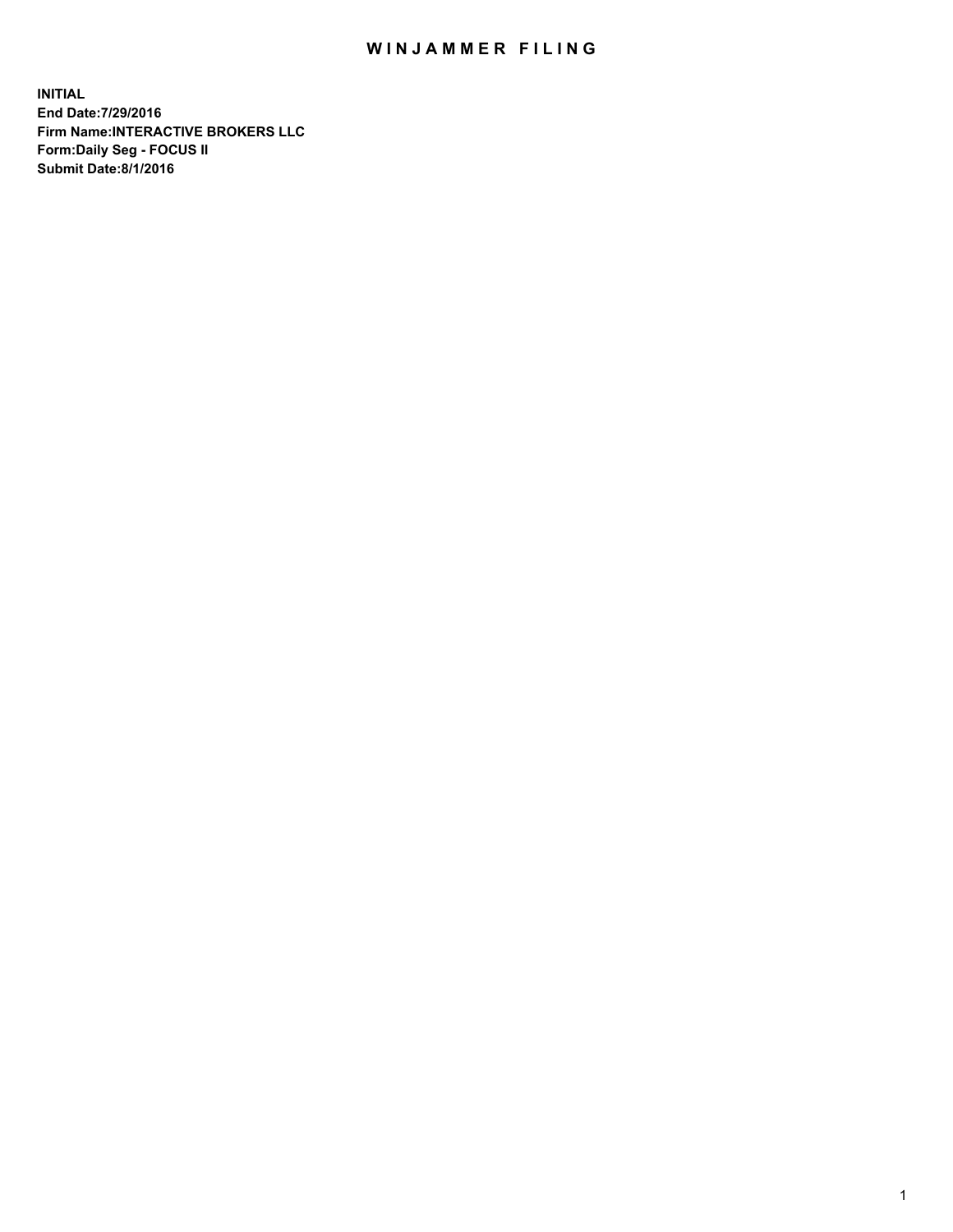# WINJAMMER FILING

**INITIAL**
**End Date:7/29/2016**
**Firm Name:INTERACTIVE BROKERS LLC**
**Form:Daily Seg - FOCUS II**
**Submit Date:8/1/2016**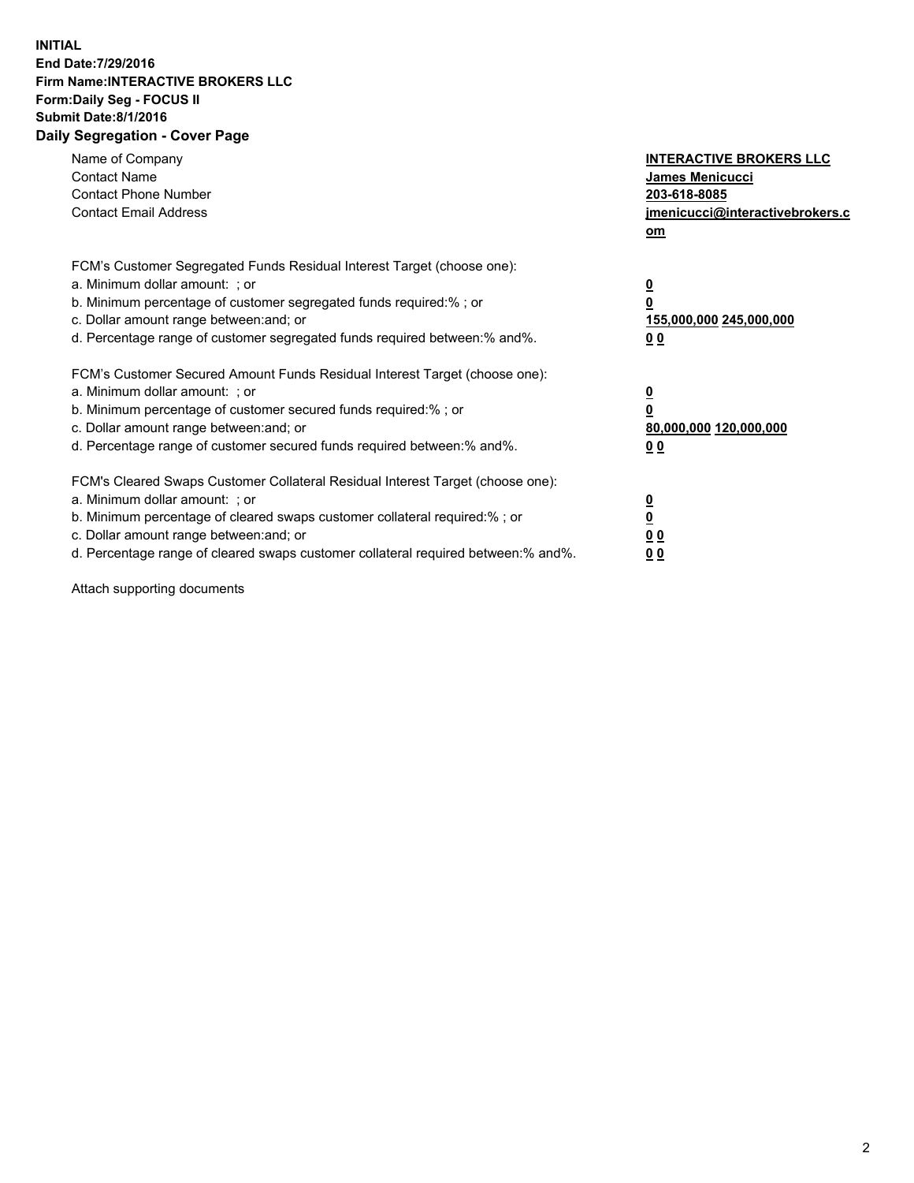**INITIAL**
**End Date:7/29/2016**
**Firm Name:INTERACTIVE BROKERS LLC**
**Form:Daily Seg - FOCUS II**
**Submit Date:8/1/2016**
**Daily Segregation - Cover Page**

| | |
|---|---|
| Name of Company | **INTERACTIVE BROKERS LLC** |
| Contact Name | **James Menicucci** |
| Contact Phone Number | **203-618-8085** |
| Contact Email Address | **jmenicucci@interactivebrokers.com** |

FCM's Customer Segregated Funds Residual Interest Target (choose one):

| | |
|---|---|
| a. Minimum dollar amount: ; or | **0** |
| b. Minimum percentage of customer segregated funds required:% ; or | **0** |
| c. Dollar amount range between:and; or | **155,000,000** **245,000,000** |
| d. Percentage range of customer segregated funds required between:% and%. | **0** **0** |

FCM's Customer Secured Amount Funds Residual Interest Target (choose one):

| | |
|---|---|
| a. Minimum dollar amount: ; or | **0** |
| b. Minimum percentage of customer secured funds required:% ; or | **0** |
| c. Dollar amount range between:and; or | **80,000,000** **120,000,000** |
| d. Percentage range of customer secured funds required between:% and%. | **0** **0** |

FCM's Cleared Swaps Customer Collateral Residual Interest Target (choose one):

| | |
|---|---|
| a. Minimum dollar amount: ; or | **0** |
| b. Minimum percentage of cleared swaps customer collateral required:% ; or | **0** |
| c. Dollar amount range between:and; or | **0** **0** |
| d. Percentage range of cleared swaps customer collateral required between:% and%. | **0** **0** |

Attach supporting documents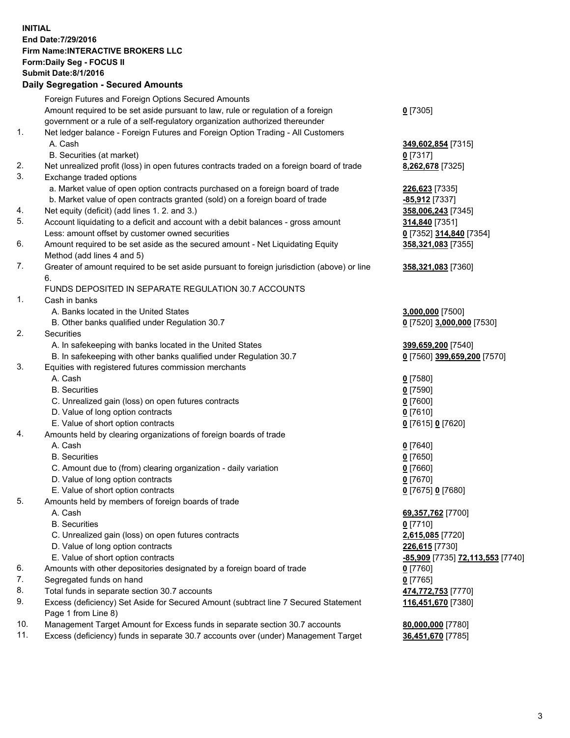**INITIAL**
**End Date:7/29/2016**
**Firm Name:INTERACTIVE BROKERS LLC**
**Form:Daily Seg - FOCUS II**
**Submit Date:8/1/2016**

## Daily Segregation - Secured Amounts

| | | |
|---|---|---|
| | Foreign Futures and Foreign Options Secured Amounts | |
| | Amount required to be set aside pursuant to law, rule or regulation of a foreign government or a rule of a self-regulatory organization authorized thereunder | **0** [7305] |
| 1. | Net ledger balance - Foreign Futures and Foreign Option Trading - All Customers | |
| | A. Cash | **349,602,854** [7315] |
| | B. Securities (at market) | **0** [7317] |
| 2. | Net unrealized profit (loss) in open futures contracts traded on a foreign board of trade | **8,262,678** [7325] |
| 3. | Exchange traded options | |
| | a. Market value of open option contracts purchased on a foreign board of trade | **226,623** [7335] |
| | b. Market value of open contracts granted (sold) on a foreign board of trade | **-85,912** [7337] |
| 4. | Net equity (deficit) (add lines 1. 2. and 3.) | **358,006,243** [7345] |
| 5. | Account liquidating to a deficit and account with a debit balances - gross amount | **314,840** [7351] |
| | Less: amount offset by customer owned securities | **0** [7352] **314,840** [7354] |
| 6. | Amount required to be set aside as the secured amount - Net Liquidating Equity Method (add lines 4 and 5) | **358,321,083** [7355] |
| 7. | Greater of amount required to be set aside pursuant to foreign jurisdiction (above) or line 6. | **358,321,083** [7360] |
| | FUNDS DEPOSITED IN SEPARATE REGULATION 30.7 ACCOUNTS | |
| 1. | Cash in banks | |
| | A. Banks located in the United States | **3,000,000** [7500] |
| | B. Other banks qualified under Regulation 30.7 | **0** [7520] **3,000,000** [7530] |
| 2. | Securities | |
| | A. In safekeeping with banks located in the United States | **399,659,200** [7540] |
| | B. In safekeeping with other banks qualified under Regulation 30.7 | **0** [7560] **399,659,200** [7570] |
| 3. | Equities with registered futures commission merchants | |
| | A. Cash | **0** [7580] |
| | B. Securities | **0** [7590] |
| | C. Unrealized gain (loss) on open futures contracts | **0** [7600] |
| | D. Value of long option contracts | **0** [7610] |
| | E. Value of short option contracts | **0** [7615] **0** [7620] |
| 4. | Amounts held by clearing organizations of foreign boards of trade | |
| | A. Cash | **0** [7640] |
| | B. Securities | **0** [7650] |
| | C. Amount due to (from) clearing organization - daily variation | **0** [7660] |
| | D. Value of long option contracts | **0** [7670] |
| | E. Value of short option contracts | **0** [7675] **0** [7680] |
| 5. | Amounts held by members of foreign boards of trade | |
| | A. Cash | **69,357,762** [7700] |
| | B. Securities | **0** [7710] |
| | C. Unrealized gain (loss) on open futures contracts | **2,615,085** [7720] |
| | D. Value of long option contracts | **226,615** [7730] |
| | E. Value of short option contracts | **-85,909** [7735] **72,113,553** [7740] |
| 6. | Amounts with other depositories designated by a foreign board of trade | **0** [7760] |
| 7. | Segregated funds on hand | **0** [7765] |
| 8. | Total funds in separate section 30.7 accounts | **474,772,753** [7770] |
| 9. | Excess (deficiency) Set Aside for Secured Amount (subtract line 7 Secured Statement Page 1 from Line 8) | **116,451,670** [7380] |
| 10. | Management Target Amount for Excess funds in separate section 30.7 accounts | **80,000,000** [7780] |
| 11. | Excess (deficiency) funds in separate 30.7 accounts over (under) Management Target | **36,451,670** [7785] |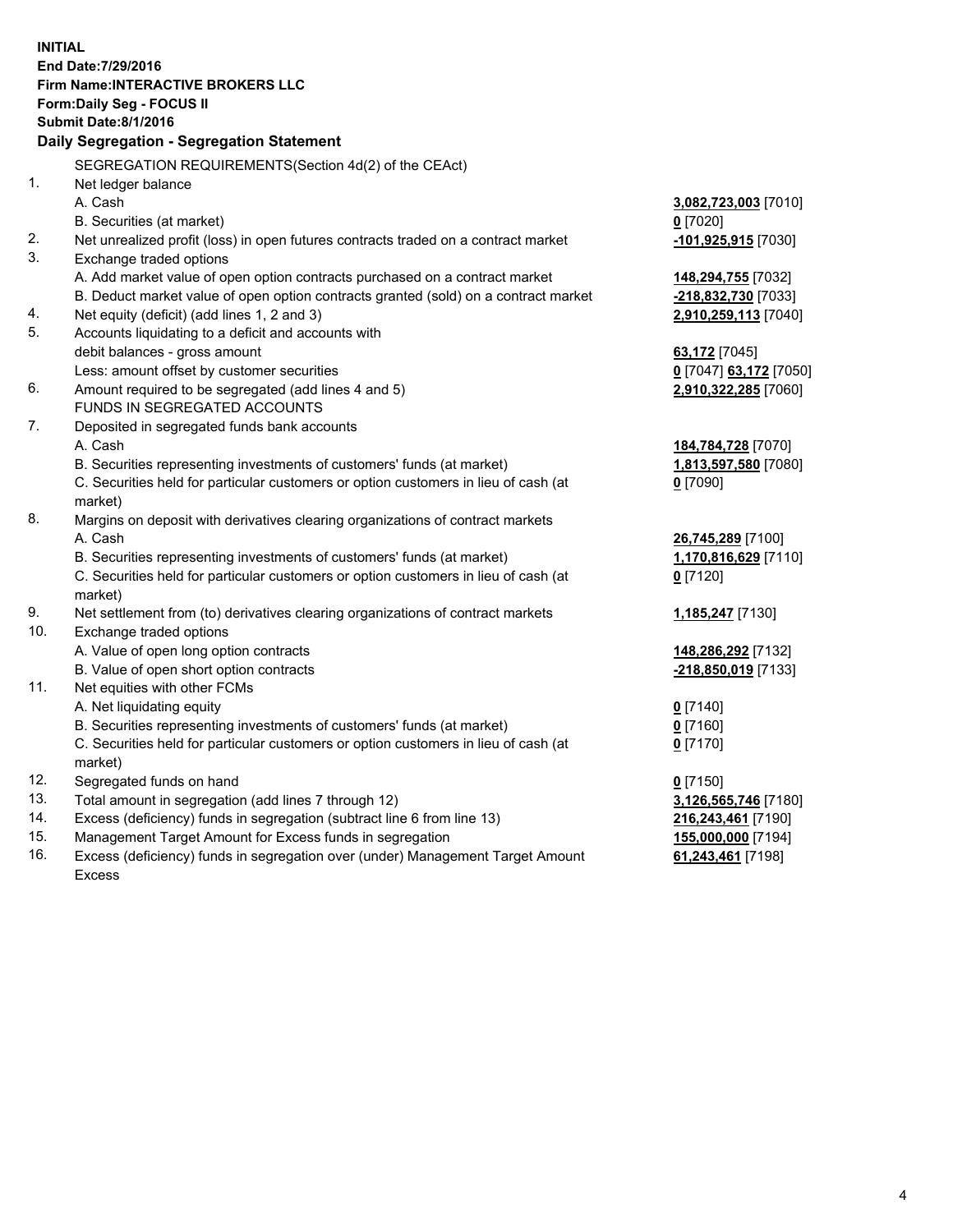**INITIAL**
**End Date:7/29/2016**
**Firm Name:INTERACTIVE BROKERS LLC**
**Form:Daily Seg - FOCUS II**
**Submit Date:8/1/2016**

## Daily Segregation - Segregation Statement

SEGREGATION REQUIREMENTS(Section 4d(2) of the CEAct)

| | | |
|---|---|---|
| 1. | Net ledger balance | |
| | A. Cash | **3,082,723,003** [7010] |
| | B. Securities (at market) | **0** [7020] |
| 2. | Net unrealized profit (loss) in open futures contracts traded on a contract market | **-101,925,915** [7030] |
| 3. | Exchange traded options | |
| | A. Add market value of open option contracts purchased on a contract market | **148,294,755** [7032] |
| | B. Deduct market value of open option contracts granted (sold) on a contract market | **-218,832,730** [7033] |
| 4. | Net equity (deficit) (add lines 1, 2 and 3) | **2,910,259,113** [7040] |
| 5. | Accounts liquidating to a deficit and accounts with debit balances - gross amount | **63,172** [7045] |
| | Less: amount offset by customer securities | **0** [7047] **63,172** [7050] |
| 6. | Amount required to be segregated (add lines 4 and 5) | **2,910,322,285** [7060] |
| | FUNDS IN SEGREGATED ACCOUNTS | |
| 7. | Deposited in segregated funds bank accounts | |
| | A. Cash | **184,784,728** [7070] |
| | B. Securities representing investments of customers' funds (at market) | **1,813,597,580** [7080] |
| | C. Securities held for particular customers or option customers in lieu of cash (at market) | **0** [7090] |
| 8. | Margins on deposit with derivatives clearing organizations of contract markets | |
| | A. Cash | **26,745,289** [7100] |
| | B. Securities representing investments of customers' funds (at market) | **1,170,816,629** [7110] |
| | C. Securities held for particular customers or option customers in lieu of cash (at market) | **0** [7120] |
| 9. | Net settlement from (to) derivatives clearing organizations of contract markets | **1,185,247** [7130] |
| 10. | Exchange traded options | |
| | A. Value of open long option contracts | **148,286,292** [7132] |
| | B. Value of open short option contracts | **-218,850,019** [7133] |
| 11. | Net equities with other FCMs | |
| | A. Net liquidating equity | **0** [7140] |
| | B. Securities representing investments of customers' funds (at market) | **0** [7160] |
| | C. Securities held for particular customers or option customers in lieu of cash (at market) | **0** [7170] |
| 12. | Segregated funds on hand | **0** [7150] |
| 13. | Total amount in segregation (add lines 7 through 12) | **3,126,565,746** [7180] |
| 14. | Excess (deficiency) funds in segregation (subtract line 6 from line 13) | **216,243,461** [7190] |
| 15. | Management Target Amount for Excess funds in segregation | **155,000,000** [7194] |
| 16. | Excess (deficiency) funds in segregation over (under) Management Target Amount Excess | **61,243,461** [7198] |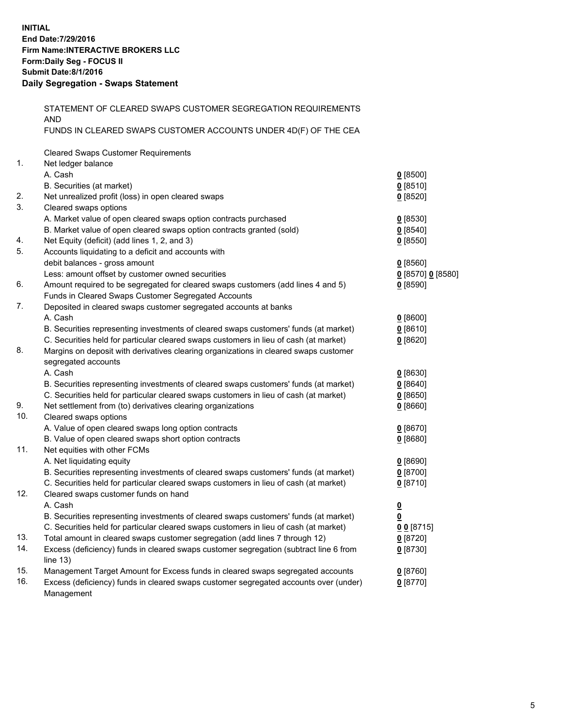**INITIAL**
**End Date:7/29/2016**
**Firm Name:INTERACTIVE BROKERS LLC**
**Form:Daily Seg - FOCUS II**
**Submit Date:8/1/2016**
**Daily Segregation - Swaps Statement**

STATEMENT OF CLEARED SWAPS CUSTOMER SEGREGATION REQUIREMENTS AND FUNDS IN CLEARED SWAPS CUSTOMER ACCOUNTS UNDER 4D(F) OF THE CEA

| | | |
|---|---|---|
| | Cleared Swaps Customer Requirements | |
| 1. | Net ledger balance | |
| | A. Cash | 0 [8500] |
| | B. Securities (at market) | 0 [8510] |
| 2. | Net unrealized profit (loss) in open cleared swaps | 0 [8520] |
| 3. | Cleared swaps options | |
| | A. Market value of open cleared swaps option contracts purchased | 0 [8530] |
| | B. Market value of open cleared swaps option contracts granted (sold) | 0 [8540] |
| 4. | Net Equity (deficit) (add lines 1, 2, and 3) | 0 [8550] |
| 5. | Accounts liquidating to a deficit and accounts with debit balances - gross amount | 0 [8560] |
| | Less: amount offset by customer owned securities | 0 [8570] 0 [8580] |
| 6. | Amount required to be segregated for cleared swaps customers (add lines 4 and 5) | 0 [8590] |
| | Funds in Cleared Swaps Customer Segregated Accounts | |
| 7. | Deposited in cleared swaps customer segregated accounts at banks | |
| | A. Cash | 0 [8600] |
| | B. Securities representing investments of cleared swaps customers' funds (at market) | 0 [8610] |
| | C. Securities held for particular cleared swaps customers in lieu of cash (at market) | 0 [8620] |
| 8. | Margins on deposit with derivatives clearing organizations in cleared swaps customer segregated accounts | |
| | A. Cash | 0 [8630] |
| | B. Securities representing investments of cleared swaps customers' funds (at market) | 0 [8640] |
| | C. Securities held for particular cleared swaps customers in lieu of cash (at market) | 0 [8650] |
| 9. | Net settlement from (to) derivatives clearing organizations | 0 [8660] |
| 10. | Cleared swaps options | |
| | A. Value of open cleared swaps long option contracts | 0 [8670] |
| | B. Value of open cleared swaps short option contracts | 0 [8680] |
| 11. | Net equities with other FCMs | |
| | A. Net liquidating equity | 0 [8690] |
| | B. Securities representing investments of cleared swaps customers' funds (at market) | 0 [8700] |
| | C. Securities held for particular cleared swaps customers in lieu of cash (at market) | 0 [8710] |
| 12. | Cleared swaps customer funds on hand | |
| | A. Cash | 0 |
| | B. Securities representing investments of cleared swaps customers' funds (at market) | 0 |
| | C. Securities held for particular cleared swaps customers in lieu of cash (at market) | 0 0 [8715] |
| 13. | Total amount in cleared swaps customer segregation (add lines 7 through 12) | 0 [8720] |
| 14. | Excess (deficiency) funds in cleared swaps customer segregation (subtract line 6 from line 13) | 0 [8730] |
| 15. | Management Target Amount for Excess funds in cleared swaps segregated accounts | 0 [8760] |
| 16. | Excess (deficiency) funds in cleared swaps customer segregated accounts over (under) Management | 0 [8770] |